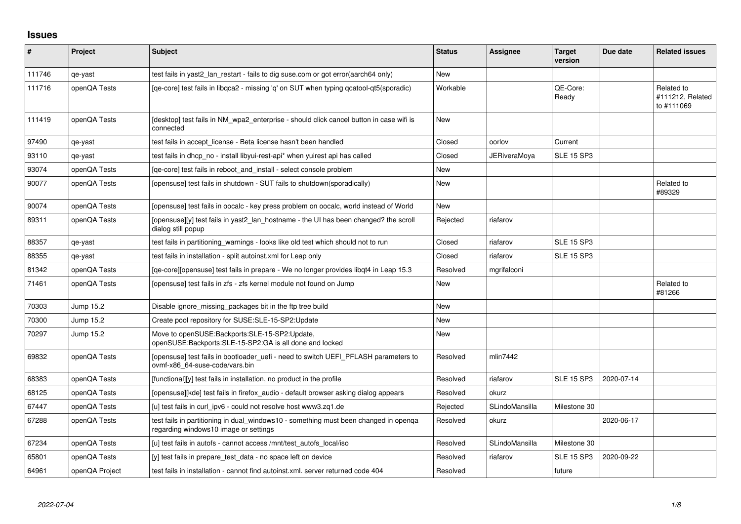## Issues

| # | Project | Subject | Status | Assignee | Target version | Due date | Related issues |
|---|---|---|---|---|---|---|---|
| 111746 | qe-yast | test fails in yast2_lan_restart - fails to dig suse.com or got error(aarch64 only) | New | | | | |
| 111716 | openQA Tests | [qe-core] test fails in libqca2 - missing 'q' on SUT when typing qcatool-qt5(sporadic) | Workable | | QE-Core: Ready | | Related to #111212, Related to #111069 |
| 111419 | openQA Tests | [desktop] test fails in NM_wpa2_enterprise - should click cancel button in case wifi is connected | New | | | | |
| 97490 | qe-yast | test fails in accept_license - Beta license hasn't been handled | Closed | oorlov | Current | | |
| 93110 | qe-yast | test fails in dhcp_no - install libyui-rest-api* when yuirest api has called | Closed | JERiveraMoya | SLE 15 SP3 | | |
| 93074 | openQA Tests | [qe-core] test fails in reboot_and_install - select console problem | New | | | | |
| 90077 | openQA Tests | [opensuse] test fails in shutdown - SUT fails to shutdown(sporadically) | New | | | | Related to #89329 |
| 90074 | openQA Tests | [opensuse] test fails in oocalc - key press problem on oocalc, world instead of World | New | | | | |
| 89311 | openQA Tests | [opensuse][y] test fails in yast2_lan_hostname - the UI has been changed? the scroll dialog still popup | Rejected | riafarov | | | |
| 88357 | qe-yast | test fails in partitioning_warnings - looks like old test which should not to run | Closed | riafarov | SLE 15 SP3 | | |
| 88355 | qe-yast | test fails in installation - split autoinst.xml for Leap only | Closed | riafarov | SLE 15 SP3 | | |
| 81342 | openQA Tests | [qe-core][opensuse] test fails in prepare - We no longer provides libqt4 in Leap 15.3 | Resolved | mgrifalconi | | | |
| 71461 | openQA Tests | [opensuse] test fails in zfs - zfs kernel module not found on Jump | New | | | | Related to #81266 |
| 70303 | Jump 15.2 | Disable ignore_missing_packages bit in the ftp tree build | New | | | | |
| 70300 | Jump 15.2 | Create pool repository for SUSE:SLE-15-SP2:Update | New | | | | |
| 70297 | Jump 15.2 | Move to openSUSE:Backports:SLE-15-SP2:Update, openSUSE:Backports:SLE-15-SP2:GA is all done and locked | New | | | | |
| 69832 | openQA Tests | [opensuse] test fails in bootloader_uefi - need to switch UEFI_PFLASH parameters to ovmf-x86_64-suse-code/vars.bin | Resolved | mlin7442 | | | |
| 68383 | openQA Tests | [functional][y] test fails in installation, no product in the profile | Resolved | riafarov | SLE 15 SP3 | 2020-07-14 | |
| 68125 | openQA Tests | [opensuse][kde] test fails in firefox_audio - default browser asking dialog appears | Resolved | okurz | | | |
| 67447 | openQA Tests | [u] test fails in curl_ipv6 - could not resolve host www3.zq1.de | Rejected | SLindoMansilla | Milestone 30 | | |
| 67288 | openQA Tests | test fails in partitioning in dual_windows10 - something must been changed in openqa regarding windows10 image or settings | Resolved | okurz | | 2020-06-17 | |
| 67234 | openQA Tests | [u] test fails in autofs - cannot access /mnt/test_autofs_local/iso | Resolved | SLindoMansilla | Milestone 30 | | |
| 65801 | openQA Tests | [y] test fails in prepare_test_data - no space left on device | Resolved | riafarov | SLE 15 SP3 | 2020-09-22 | |
| 64961 | openQA Project | test fails in installation - cannot find autoinst.xml. server returned code 404 | Resolved | | future | | |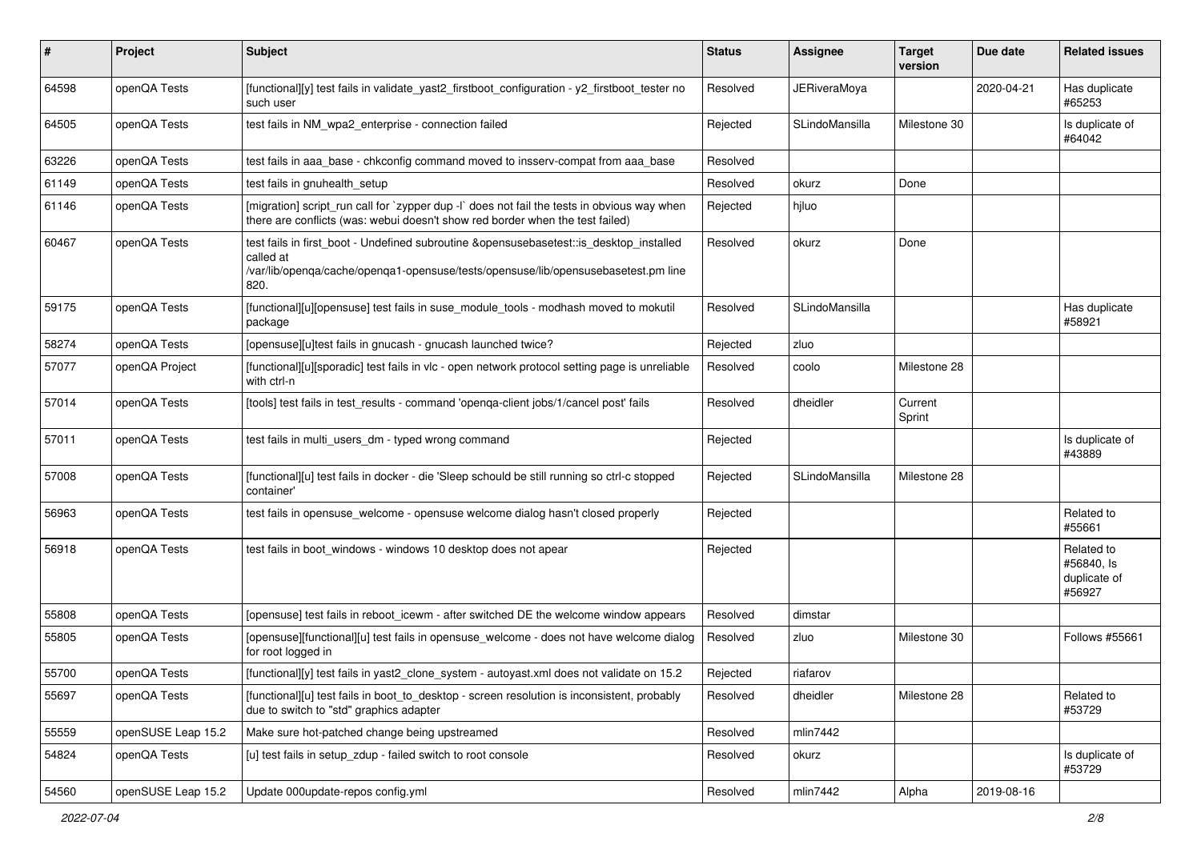| # | Project | Subject | Status | Assignee | Target version | Due date | Related issues |
|---|---|---|---|---|---|---|---|
| 64598 | openQA Tests | [functional][y] test fails in validate_yast2_firstboot_configuration - y2_firstboot_tester no such user | Resolved | JERiveraMoya | | 2020-04-21 | Has duplicate #65253 |
| 64505 | openQA Tests | test fails in NM_wpa2_enterprise - connection failed | Rejected | SLindoMansilla | Milestone 30 | | Is duplicate of #64042 |
| 63226 | openQA Tests | test fails in aaa_base - chkconfig command moved to insserv-compat from aaa_base | Resolved | | | | |
| 61149 | openQA Tests | test fails in gnuhealth_setup | Resolved | okurz | Done | | |
| 61146 | openQA Tests | [migration] script_run call for `zypper dup -l` does not fail the tests in obvious way when there are conflicts (was: webui doesn't show red border when the test failed) | Rejected | hjluo | | | |
| 60467 | openQA Tests | test fails in first_boot - Undefined subroutine &opensusebasetest::is_desktop_installed called at /var/lib/openqa/cache/openqa1-opensuse/tests/opensuse/lib/opensusebasetest.pm line 820. | Resolved | okurz | Done | | |
| 59175 | openQA Tests | [functional][u][opensuse] test fails in suse_module_tools - modhash moved to mokutil package | Resolved | SLindoMansilla | | | Has duplicate #58921 |
| 58274 | openQA Tests | [opensuse][u]test fails in gnucash - gnucash launched twice? | Rejected | zluo | | | |
| 57077 | openQA Project | [functional][u][sporadic] test fails in vlc - open network protocol setting page is unreliable with ctrl-n | Resolved | coolo | Milestone 28 | | |
| 57014 | openQA Tests | [tools] test fails in test_results - command 'openqa-client jobs/1/cancel post' fails | Resolved | dheidler | Current Sprint | | |
| 57011 | openQA Tests | test fails in multi_users_dm - typed wrong command | Rejected | | | | Is duplicate of #43889 |
| 57008 | openQA Tests | [functional][u] test fails in docker - die 'Sleep schould be still running so ctrl-c stopped container' | Rejected | SLindoMansilla | Milestone 28 | | |
| 56963 | openQA Tests | test fails in opensuse_welcome - opensuse welcome dialog hasn't closed properly | Rejected | | | | Related to #55661 |
| 56918 | openQA Tests | test fails in boot_windows - windows 10 desktop does not apear | Rejected | | | | Related to #56840, Is duplicate of #56927 |
| 55808 | openQA Tests | [opensuse] test fails in reboot_icewm - after switched DE the welcome window appears | Resolved | dimstar | | | |
| 55805 | openQA Tests | [opensuse][functional][u] test fails in opensuse_welcome - does not have welcome dialog for root logged in | Resolved | zluo | Milestone 30 | | Follows #55661 |
| 55700 | openQA Tests | [functional][y] test fails in yast2_clone_system - autoyast.xml does not validate on 15.2 | Rejected | riafarov | | | |
| 55697 | openQA Tests | [functional][u] test fails in boot_to_desktop - screen resolution is inconsistent, probably due to switch to "std" graphics adapter | Resolved | dheidler | Milestone 28 | | Related to #53729 |
| 55559 | openSUSE Leap 15.2 | Make sure hot-patched change being upstreamed | Resolved | mlin7442 | | | |
| 54824 | openQA Tests | [u] test fails in setup_zdup - failed switch to root console | Resolved | okurz | | | Is duplicate of #53729 |
| 54560 | openSUSE Leap 15.2 | Update 000update-repos config.yml | Resolved | mlin7442 | Alpha | 2019-08-16 | |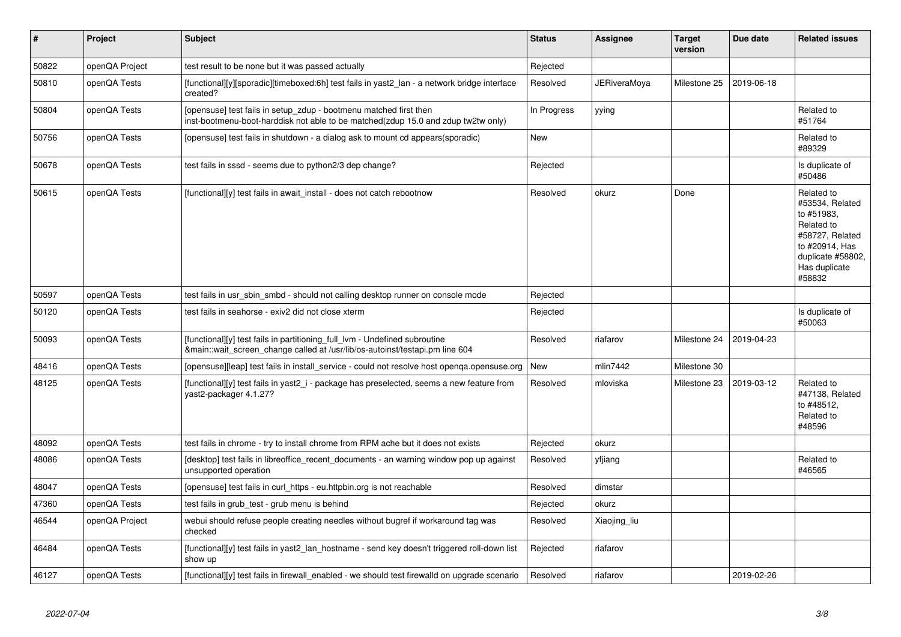| # | Project | Subject | Status | Assignee | Target version | Due date | Related issues |
|---|---|---|---|---|---|---|---|
| 50822 | openQA Project | test result to be none but it was passed actually | Rejected | | | | |
| 50810 | openQA Tests | [functional][y][sporadic][timeboxed:6h] test fails in yast2_lan - a network bridge interface created? | Resolved | JERiveraMoya | Milestone 25 | 2019-06-18 | |
| 50804 | openQA Tests | [opensuse] test fails in setup_zdup - bootmenu matched first then inst-bootmenu-boot-harddisk not able to be matched(zdup 15.0 and zdup tw2tw only) | In Progress | yying | | | Related to #51764 |
| 50756 | openQA Tests | [opensuse] test fails in shutdown - a dialog ask to mount cd appears(sporadic) | New | | | | Related to #89329 |
| 50678 | openQA Tests | test fails in sssd - seems due to python2/3 dep change? | Rejected | | | | Is duplicate of #50486 |
| 50615 | openQA Tests | [functional][y] test fails in await_install - does not catch rebootnow | Resolved | okurz | Done | | Related to #53534, Related to #51983, Related to #58727, Related to #20914, Has duplicate #58802, Has duplicate #58832 |
| 50597 | openQA Tests | test fails in usr_sbin_smbd - should not calling desktop runner on console mode | Rejected | | | | |
| 50120 | openQA Tests | test fails in seahorse - exiv2 did not close xterm | Rejected | | | | Is duplicate of #50063 |
| 50093 | openQA Tests | [functional][y] test fails in partitioning_full_lvm - Undefined subroutine &main::wait_screen_change called at /usr/lib/os-autoinst/testapi.pm line 604 | Resolved | riafarov | Milestone 24 | 2019-04-23 | |
| 48416 | openQA Tests | [opensuse][leap] test fails in install_service - could not resolve host openqa.opensuse.org | New | mlin7442 | Milestone 30 | | |
| 48125 | openQA Tests | [functional][y] test fails in yast2_i - package has preselected, seems a new feature from yast2-packager 4.1.27? | Resolved | mloviska | Milestone 23 | 2019-03-12 | Related to #47138, Related to #48512, Related to #48596 |
| 48092 | openQA Tests | test fails in chrome - try to install chrome from RPM ache but it does not exists | Rejected | okurz | | | |
| 48086 | openQA Tests | [desktop] test fails in libreoffice_recent_documents - an warning window pop up against unsupported operation | Resolved | yfjiang | | | Related to #46565 |
| 48047 | openQA Tests | [opensuse] test fails in curl_https - eu.httpbin.org is not reachable | Resolved | dimstar | | | |
| 47360 | openQA Tests | test fails in grub_test - grub menu is behind | Rejected | okurz | | | |
| 46544 | openQA Project | webui should refuse people creating needles without bugref if workaround tag was checked | Resolved | Xiaojing_liu | | | |
| 46484 | openQA Tests | [functional][y] test fails in yast2_lan_hostname - send key doesn't triggered roll-down list show up | Rejected | riafarov | | | |
| 46127 | openQA Tests | [functional][y] test fails in firewall_enabled - we should test firewalld on upgrade scenario | Resolved | riafarov | | 2019-02-26 | |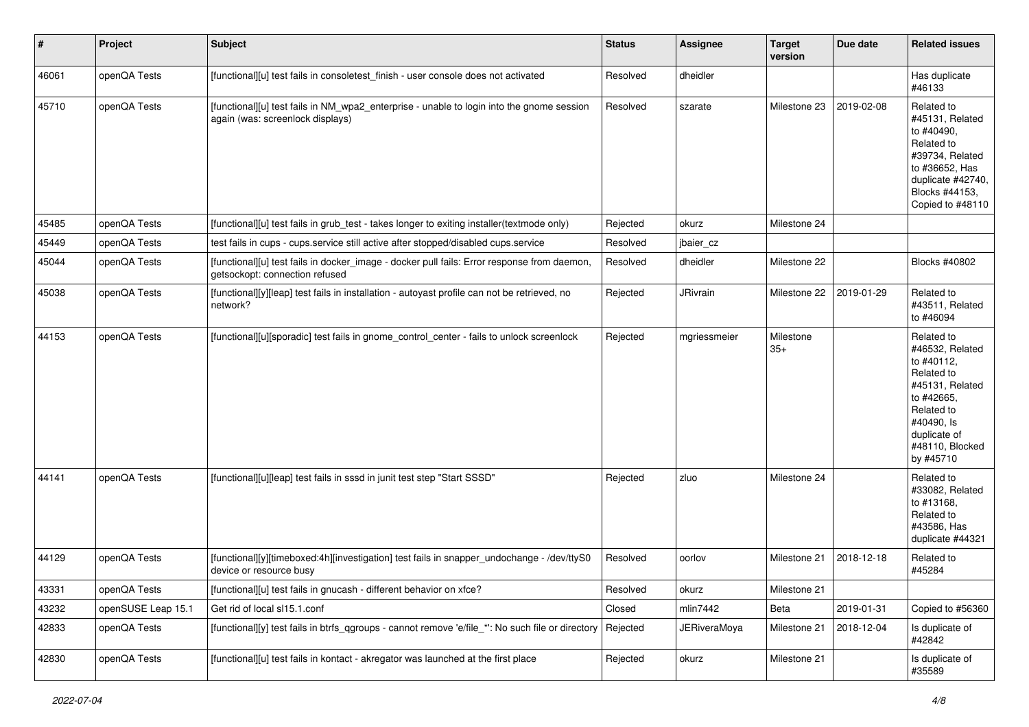| # | Project | Subject | Status | Assignee | Target version | Due date | Related issues |
|---|---|---|---|---|---|---|---|
| 46061 | openQA Tests | [functional][u] test fails in consoletest_finish - user console does not activated | Resolved | dheidler | | | Has duplicate #46133 |
| 45710 | openQA Tests | [functional][u] test fails in NM_wpa2_enterprise - unable to login into the gnome session again (was: screenlock displays) | Resolved | szarate | Milestone 23 | 2019-02-08 | Related to #45131, Related to #40490, Related to #39734, Related to #36652, Has duplicate #42740, Blocks #44153, Copied to #48110 |
| 45485 | openQA Tests | [functional][u] test fails in grub_test - takes longer to exiting installer(textmode only) | Rejected | okurz | Milestone 24 | | |
| 45449 | openQA Tests | test fails in cups - cups.service still active after stopped/disabled cups.service | Resolved | jbaier_cz | | | |
| 45044 | openQA Tests | [functional][u] test fails in docker_image - docker pull fails: Error response from daemon, getsockopt: connection refused | Resolved | dheidler | Milestone 22 | | Blocks #40802 |
| 45038 | openQA Tests | [functional][y][leap] test fails in installation - autoyast profile can not be retrieved, no network? | Rejected | JRivrain | Milestone 22 | 2019-01-29 | Related to #43511, Related to #46094 |
| 44153 | openQA Tests | [functional][u][sporadic] test fails in gnome_control_center - fails to unlock screenlock | Rejected | mgriessmeier | Milestone 35+ | | Related to #46532, Related to #40112, Related to #45131, Related to #42665, Related to #40490, Is duplicate of #48110, Blocked by #45710 |
| 44141 | openQA Tests | [functional][u][leap] test fails in sssd in junit test step "Start SSSD" | Rejected | zluo | Milestone 24 | | Related to #33082, Related to #13168, Related to #43586, Has duplicate #44321 |
| 44129 | openQA Tests | [functional][y][timeboxed:4h][investigation] test fails in snapper_undochange - /dev/ttyS0 device or resource busy | Resolved | oorlov | Milestone 21 | 2018-12-18 | Related to #45284 |
| 43331 | openQA Tests | [functional][u] test fails in gnucash - different behavior on xfce? | Resolved | okurz | Milestone 21 | | |
| 43232 | openSUSE Leap 15.1 | Get rid of local sl15.1.conf | Closed | mlin7442 | Beta | 2019-01-31 | Copied to #56360 |
| 42833 | openQA Tests | [functional][y] test fails in btrfs_qgroups - cannot remove 'e/file_*': No such file or directory | Rejected | JERiveraMoya | Milestone 21 | 2018-12-04 | Is duplicate of #42842 |
| 42830 | openQA Tests | [functional][u] test fails in kontact - akregator was launched at the first place | Rejected | okurz | Milestone 21 | | Is duplicate of #35589 |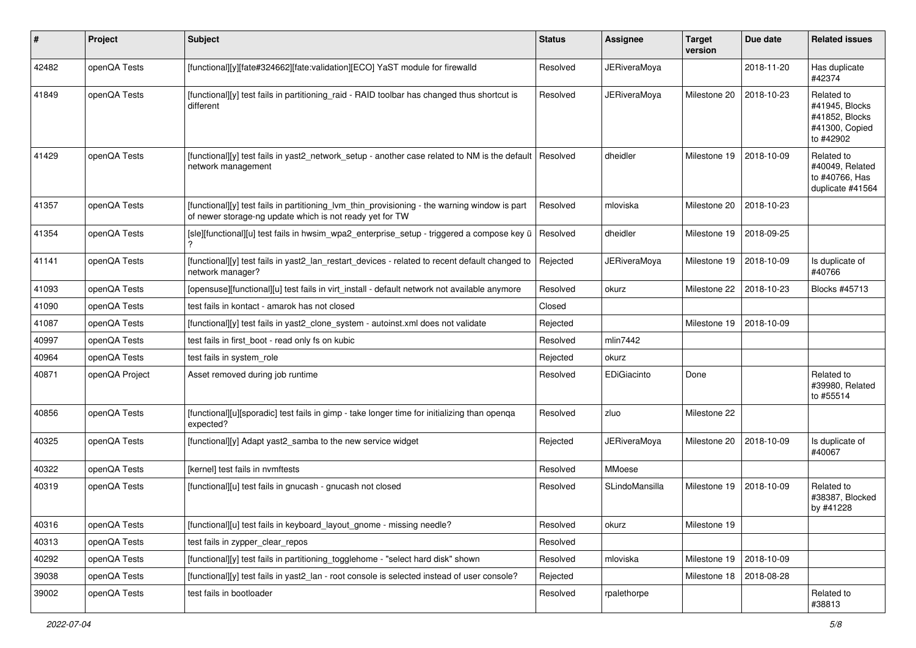| # | Project | Subject | Status | Assignee | Target version | Due date | Related issues |
|---|---|---|---|---|---|---|---|
| 42482 | openQA Tests | [functional][y][fate#324662][fate:validation][ECO] YaST module for firewalld | Resolved | JERiveraMoya | | 2018-11-20 | Has duplicate #42374 |
| 41849 | openQA Tests | [functional][y] test fails in partitioning_raid - RAID toolbar has changed thus shortcut is different | Resolved | JERiveraMoya | Milestone 20 | 2018-10-23 | Related to #41945, Blocks #41852, Blocks #41300, Copied to #42902 |
| 41429 | openQA Tests | [functional][y] test fails in yast2_network_setup - another case related to NM is the default network management | Resolved | dheidler | Milestone 19 | 2018-10-09 | Related to #40049, Related to #40766, Has duplicate #41564 |
| 41357 | openQA Tests | [functional][y] test fails in partitioning_lvm_thin_provisioning - the warning window is part of newer storage-ng update which is not ready yet for TW | Resolved | mloviska | Milestone 20 | 2018-10-23 | |
| 41354 | openQA Tests | [sle][functional][u] test fails in hwsim_wpa2_enterprise_setup - triggered a compose key ŭ ? | Resolved | dheidler | Milestone 19 | 2018-09-25 | |
| 41141 | openQA Tests | [functional][y] test fails in yast2_lan_restart_devices - related to recent default changed to network manager? | Rejected | JERiveraMoya | Milestone 19 | 2018-10-09 | Is duplicate of #40766 |
| 41093 | openQA Tests | [opensuse][functional][u] test fails in virt_install - default network not available anymore | Resolved | okurz | Milestone 22 | 2018-10-23 | Blocks #45713 |
| 41090 | openQA Tests | test fails in kontact - amarok has not closed | Closed | | | | |
| 41087 | openQA Tests | [functional][y] test fails in yast2_clone_system - autoinst.xml does not validate | Rejected | | Milestone 19 | 2018-10-09 | |
| 40997 | openQA Tests | test fails in first_boot - read only fs on kubic | Resolved | mlin7442 | | | |
| 40964 | openQA Tests | test fails in system_role | Rejected | okurz | | | |
| 40871 | openQA Project | Asset removed during job runtime | Resolved | EDiGiacinto | Done | | Related to #39980, Related to #55514 |
| 40856 | openQA Tests | [functional][u][sporadic] test fails in gimp - take longer time for initializing than openqa expected? | Resolved | zluo | Milestone 22 | | |
| 40325 | openQA Tests | [functional][y] Adapt yast2_samba to the new service widget | Rejected | JERiveraMoya | Milestone 20 | 2018-10-09 | Is duplicate of #40067 |
| 40322 | openQA Tests | [kernel] test fails in nvmftests | Resolved | MMoese | | | |
| 40319 | openQA Tests | [functional][u] test fails in gnucash - gnucash not closed | Resolved | SLindoMansilla | Milestone 19 | 2018-10-09 | Related to #38387, Blocked by #41228 |
| 40316 | openQA Tests | [functional][u] test fails in keyboard_layout_gnome - missing needle? | Resolved | okurz | Milestone 19 | | |
| 40313 | openQA Tests | test fails in zypper_clear_repos | Resolved | | | | |
| 40292 | openQA Tests | [functional][y] test fails in partitioning_togglehome - "select hard disk" shown | Resolved | mloviska | Milestone 19 | 2018-10-09 | |
| 39038 | openQA Tests | [functional][y] test fails in yast2_lan - root console is selected instead of user console? | Rejected | | Milestone 18 | 2018-08-28 | |
| 39002 | openQA Tests | test fails in bootloader | Resolved | rpalethorpe | | | Related to #38813 |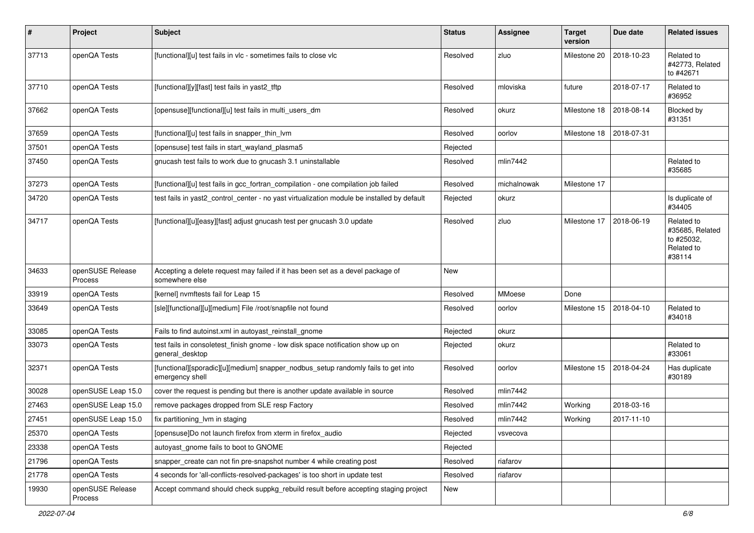| # | Project | Subject | Status | Assignee | Target version | Due date | Related issues |
|---|---|---|---|---|---|---|---|
| 37713 | openQA Tests | [functional][u] test fails in vlc - sometimes fails to close vlc | Resolved | zluo | Milestone 20 | 2018-10-23 | Related to #42773, Related to #42671 |
| 37710 | openQA Tests | [functional][y][fast] test fails in yast2_tftp | Resolved | mloviska | future | 2018-07-17 | Related to #36952 |
| 37662 | openQA Tests | [opensuse][functional][u] test fails in multi_users_dm | Resolved | okurz | Milestone 18 | 2018-08-14 | Blocked by #31351 |
| 37659 | openQA Tests | [functional][u] test fails in snapper_thin_lvm | Resolved | oorlov | Milestone 18 | 2018-07-31 | |
| 37501 | openQA Tests | [opensuse] test fails in start_wayland_plasma5 | Rejected | | | | |
| 37450 | openQA Tests | gnucash test fails to work due to gnucash 3.1 uninstallable | Resolved | mlin7442 | | | Related to #35685 |
| 37273 | openQA Tests | [functional][u] test fails in gcc_fortran_compilation - one compilation job failed | Resolved | michalnowak | Milestone 17 | | |
| 34720 | openQA Tests | test fails in yast2_control_center - no yast virtualization module be installed by default | Rejected | okurz | | | Is duplicate of #34405 |
| 34717 | openQA Tests | [functional][u][easy][fast] adjust gnucash test per gnucash 3.0 update | Resolved | zluo | Milestone 17 | 2018-06-19 | Related to #35685, Related to #25032, Related to #38114 |
| 34633 | openSUSE Release Process | Accepting a delete request may failed if it has been set as a devel package of somewhere else | New | | | | |
| 33919 | openQA Tests | [kernel] nvmftests fail for Leap 15 | Resolved | MMoese | Done | | |
| 33649 | openQA Tests | [sle][functional][u][medium] File /root/snapfile not found | Resolved | oorlov | Milestone 15 | 2018-04-10 | Related to #34018 |
| 33085 | openQA Tests | Fails to find autoinst.xml in autoyast_reinstall_gnome | Rejected | okurz | | | |
| 33073 | openQA Tests | test fails in consoletest_finish gnome - low disk space notification show up on general_desktop | Rejected | okurz | | | Related to #33061 |
| 32371 | openQA Tests | [functional][sporadic][u][medium] snapper_nodbus_setup randomly fails to get into emergency shell | Resolved | oorlov | Milestone 15 | 2018-04-24 | Has duplicate #30189 |
| 30028 | openSUSE Leap 15.0 | cover the request is pending but there is another update available in source | Resolved | mlin7442 | | | |
| 27463 | openSUSE Leap 15.0 | remove packages dropped from SLE resp Factory | Resolved | mlin7442 | Working | 2018-03-16 | |
| 27451 | openSUSE Leap 15.0 | fix partitioning_lvm in staging | Resolved | mlin7442 | Working | 2017-11-10 | |
| 25370 | openQA Tests | [opensuse]Do not launch firefox from xterm in firefox_audio | Rejected | vsvecova | | | |
| 23338 | openQA Tests | autoyast_gnome fails to boot to GNOME | Rejected | | | | |
| 21796 | openQA Tests | snapper_create can not fin pre-snapshot number 4 while creating post | Resolved | riafarov | | | |
| 21778 | openQA Tests | 4 seconds for 'all-conflicts-resolved-packages' is too short in update test | Resolved | riafarov | | | |
| 19930 | openSUSE Release Process | Accept command should check suppkg_rebuild result before accepting staging project | New | | | | |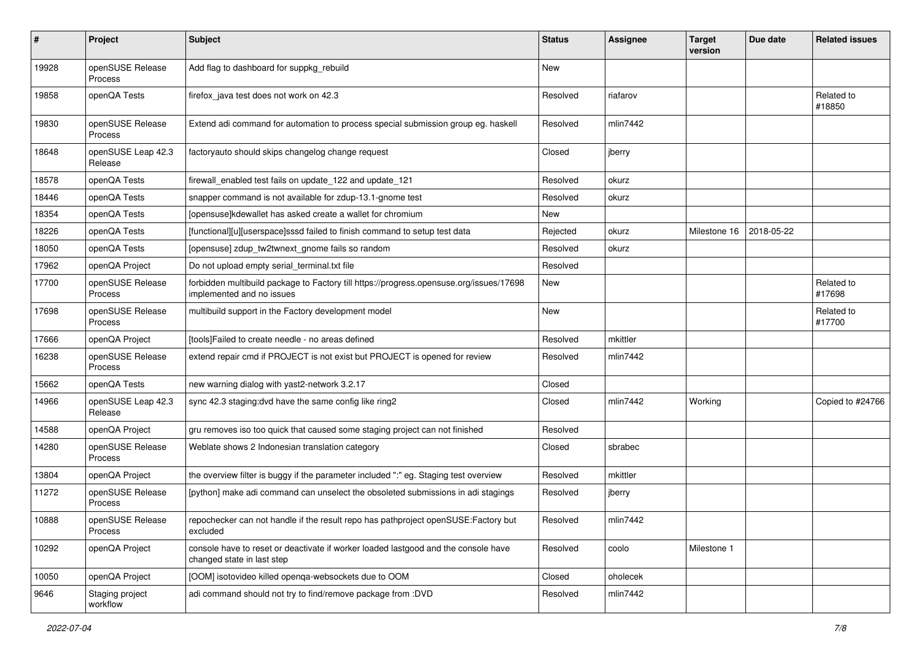| # | Project | Subject | Status | Assignee | Target version | Due date | Related issues |
|---|---|---|---|---|---|---|---|
| 19928 | openSUSE Release Process | Add flag to dashboard for suppkg_rebuild | New | | | | |
| 19858 | openQA Tests | firefox_java test does not work on 42.3 | Resolved | riafarov | | | Related to #18850 |
| 19830 | openSUSE Release Process | Extend adi command for automation to process special submission group eg. haskell | Resolved | mlin7442 | | | |
| 18648 | openSUSE Leap 42.3 Release | factoryauto should skips changelog change request | Closed | jberry | | | |
| 18578 | openQA Tests | firewall_enabled test fails on update_122 and update_121 | Resolved | okurz | | | |
| 18446 | openQA Tests | snapper command is not available for zdup-13.1-gnome test | Resolved | okurz | | | |
| 18354 | openQA Tests | [opensuse]kdewallet has asked create a wallet for chromium | New | | | | |
| 18226 | openQA Tests | [functional][u][userspace]sssd failed to finish command to setup test data | Rejected | okurz | Milestone 16 | 2018-05-22 | |
| 18050 | openQA Tests | [opensuse] zdup_tw2twnext_gnome fails so random | Resolved | okurz | | | |
| 17962 | openQA Project | Do not upload empty serial_terminal.txt file | Resolved | | | | |
| 17700 | openSUSE Release Process | forbidden multibuild package to Factory till https://progress.opensuse.org/issues/17698 implemented and no issues | New | | | | Related to #17698 |
| 17698 | openSUSE Release Process | multibuild support in the Factory development model | New | | | | Related to #17700 |
| 17666 | openQA Project | [tools]Failed to create needle - no areas defined | Resolved | mkittler | | | |
| 16238 | openSUSE Release Process | extend repair cmd if PROJECT is not exist but PROJECT is opened for review | Resolved | mlin7442 | | | |
| 15662 | openQA Tests | new warning dialog with yast2-network 3.2.17 | Closed | | | | |
| 14966 | openSUSE Leap 42.3 Release | sync 42.3 staging:dvd have the same config like ring2 | Closed | mlin7442 | Working | | Copied to #24766 |
| 14588 | openQA Project | gru removes iso too quick that caused some staging project can not finished | Resolved | | | | |
| 14280 | openSUSE Release Process | Weblate shows 2 Indonesian translation category | Closed | sbrabec | | | |
| 13804 | openQA Project | the overview filter is buggy if the parameter included ":" eg. Staging test overview | Resolved | mkittler | | | |
| 11272 | openSUSE Release Process | [python] make adi command can unselect the obsoleted submissions in adi stagings | Resolved | jberry | | | |
| 10888 | openSUSE Release Process | repochecker can not handle if the result repo has pathproject openSUSE:Factory but excluded | Resolved | mlin7442 | | | |
| 10292 | openQA Project | console have to reset or deactivate if worker loaded lastgood and the console have changed state in last step | Resolved | coolo | Milestone 1 | | |
| 10050 | openQA Project | [OOM] isotovideo killed openqa-websockets due to OOM | Closed | oholecek | | | |
| 9646 | Staging project workflow | adi command should not try to find/remove package from :DVD | Resolved | mlin7442 | | | |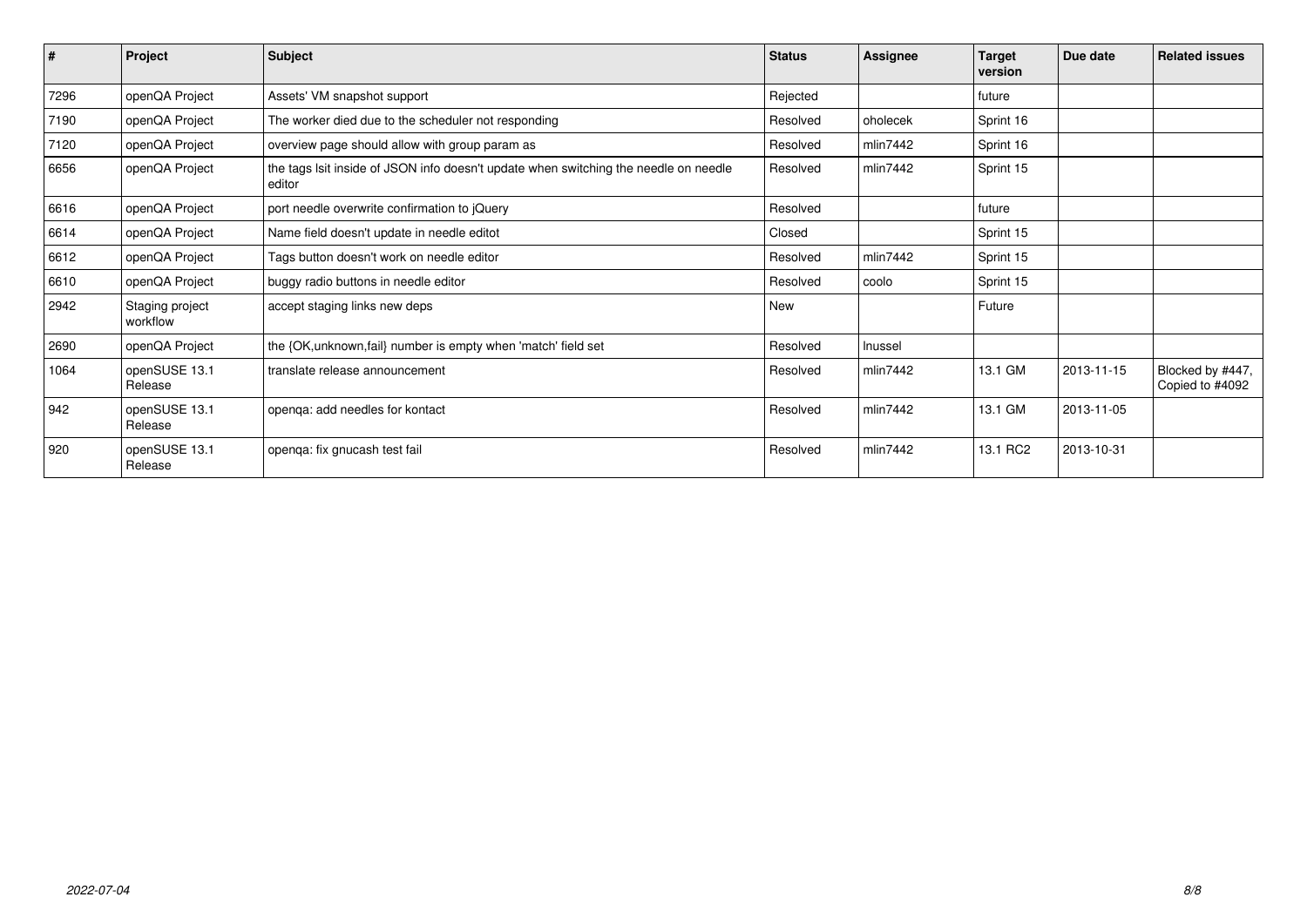| # | Project | Subject | Status | Assignee | Target version | Due date | Related issues |
|---|---|---|---|---|---|---|---|
| 7296 | openQA Project | Assets' VM snapshot support | Rejected | | future | | |
| 7190 | openQA Project | The worker died due to the scheduler not responding | Resolved | oholecek | Sprint 16 | | |
| 7120 | openQA Project | overview page should allow with group param as | Resolved | mlin7442 | Sprint 16 | | |
| 6656 | openQA Project | the tags lsit inside of JSON info doesn't update when switching the needle on needle editor | Resolved | mlin7442 | Sprint 15 | | |
| 6616 | openQA Project | port needle overwrite confirmation to jQuery | Resolved | | future | | |
| 6614 | openQA Project | Name field doesn't update in needle editot | Closed | | Sprint 15 | | |
| 6612 | openQA Project | Tags button doesn't work on needle editor | Resolved | mlin7442 | Sprint 15 | | |
| 6610 | openQA Project | buggy radio buttons in needle editor | Resolved | coolo | Sprint 15 | | |
| 2942 | Staging project workflow | accept staging links new deps | New | | Future | | |
| 2690 | openQA Project | the {OK,unknown,fail} number is empty when 'match' field set | Resolved | lnussel | | | |
| 1064 | openSUSE 13.1 Release | translate release announcement | Resolved | mlin7442 | 13.1 GM | 2013-11-15 | Blocked by #447, Copied to #4092 |
| 942 | openSUSE 13.1 Release | openqa: add needles for kontact | Resolved | mlin7442 | 13.1 GM | 2013-11-05 | |
| 920 | openSUSE 13.1 Release | openqa: fix gnucash test fail | Resolved | mlin7442 | 13.1 RC2 | 2013-10-31 | |